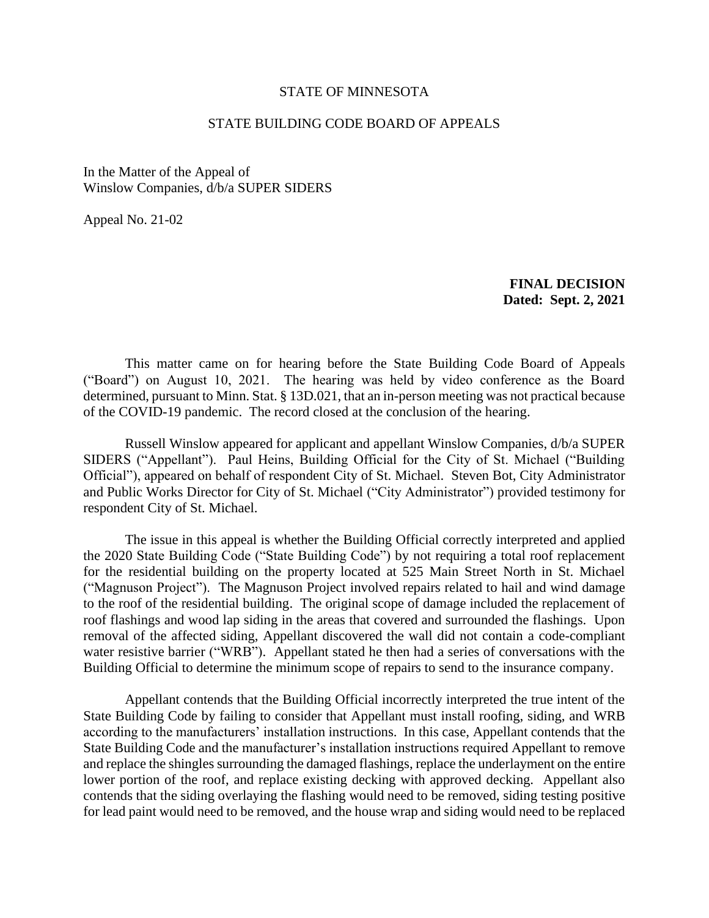STATE OF MINNESOTA

STATE BUILDING CODE BOARD OF APPEALS

In the Matter of the Appeal of
Winslow Companies, d/b/a SUPER SIDERS

Appeal No. 21-02

**FINAL DECISION**
**Dated: Sept. 2, 2021**

This matter came on for hearing before the State Building Code Board of Appeals ("Board") on August 10, 2021. The hearing was held by video conference as the Board determined, pursuant to Minn. Stat. § 13D.021, that an in-person meeting was not practical because of the COVID-19 pandemic. The record closed at the conclusion of the hearing.

Russell Winslow appeared for applicant and appellant Winslow Companies, d/b/a SUPER SIDERS ("Appellant"). Paul Heins, Building Official for the City of St. Michael ("Building Official"), appeared on behalf of respondent City of St. Michael. Steven Bot, City Administrator and Public Works Director for City of St. Michael ("City Administrator") provided testimony for respondent City of St. Michael.

The issue in this appeal is whether the Building Official correctly interpreted and applied the 2020 State Building Code ("State Building Code") by not requiring a total roof replacement for the residential building on the property located at 525 Main Street North in St. Michael ("Magnuson Project"). The Magnuson Project involved repairs related to hail and wind damage to the roof of the residential building. The original scope of damage included the replacement of roof flashings and wood lap siding in the areas that covered and surrounded the flashings. Upon removal of the affected siding, Appellant discovered the wall did not contain a code-compliant water resistive barrier ("WRB"). Appellant stated he then had a series of conversations with the Building Official to determine the minimum scope of repairs to send to the insurance company.

Appellant contends that the Building Official incorrectly interpreted the true intent of the State Building Code by failing to consider that Appellant must install roofing, siding, and WRB according to the manufacturers' installation instructions. In this case, Appellant contends that the State Building Code and the manufacturer's installation instructions required Appellant to remove and replace the shingles surrounding the damaged flashings, replace the underlayment on the entire lower portion of the roof, and replace existing decking with approved decking. Appellant also contends that the siding overlaying the flashing would need to be removed, siding testing positive for lead paint would need to be removed, and the house wrap and siding would need to be replaced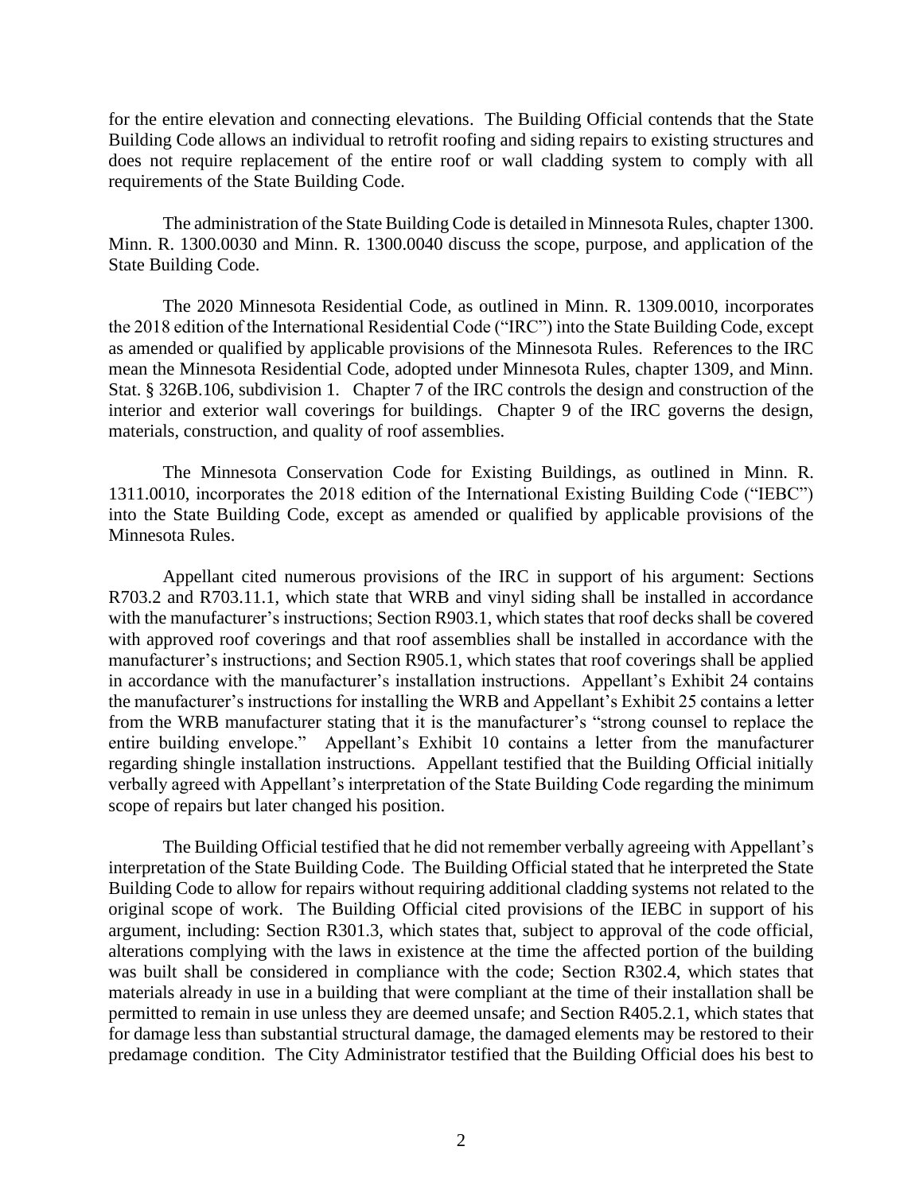for the entire elevation and connecting elevations. The Building Official contends that the State Building Code allows an individual to retrofit roofing and siding repairs to existing structures and does not require replacement of the entire roof or wall cladding system to comply with all requirements of the State Building Code.

The administration of the State Building Code is detailed in Minnesota Rules, chapter 1300. Minn. R. 1300.0030 and Minn. R. 1300.0040 discuss the scope, purpose, and application of the State Building Code.

The 2020 Minnesota Residential Code, as outlined in Minn. R. 1309.0010, incorporates the 2018 edition of the International Residential Code ("IRC") into the State Building Code, except as amended or qualified by applicable provisions of the Minnesota Rules. References to the IRC mean the Minnesota Residential Code, adopted under Minnesota Rules, chapter 1309, and Minn. Stat. § 326B.106, subdivision 1. Chapter 7 of the IRC controls the design and construction of the interior and exterior wall coverings for buildings. Chapter 9 of the IRC governs the design, materials, construction, and quality of roof assemblies.

The Minnesota Conservation Code for Existing Buildings, as outlined in Minn. R. 1311.0010, incorporates the 2018 edition of the International Existing Building Code ("IEBC") into the State Building Code, except as amended or qualified by applicable provisions of the Minnesota Rules.

Appellant cited numerous provisions of the IRC in support of his argument: Sections R703.2 and R703.11.1, which state that WRB and vinyl siding shall be installed in accordance with the manufacturer's instructions; Section R903.1, which states that roof decks shall be covered with approved roof coverings and that roof assemblies shall be installed in accordance with the manufacturer's instructions; and Section R905.1, which states that roof coverings shall be applied in accordance with the manufacturer's installation instructions. Appellant's Exhibit 24 contains the manufacturer's instructions for installing the WRB and Appellant's Exhibit 25 contains a letter from the WRB manufacturer stating that it is the manufacturer's "strong counsel to replace the entire building envelope." Appellant's Exhibit 10 contains a letter from the manufacturer regarding shingle installation instructions. Appellant testified that the Building Official initially verbally agreed with Appellant's interpretation of the State Building Code regarding the minimum scope of repairs but later changed his position.

The Building Official testified that he did not remember verbally agreeing with Appellant's interpretation of the State Building Code. The Building Official stated that he interpreted the State Building Code to allow for repairs without requiring additional cladding systems not related to the original scope of work. The Building Official cited provisions of the IEBC in support of his argument, including: Section R301.3, which states that, subject to approval of the code official, alterations complying with the laws in existence at the time the affected portion of the building was built shall be considered in compliance with the code; Section R302.4, which states that materials already in use in a building that were compliant at the time of their installation shall be permitted to remain in use unless they are deemed unsafe; and Section R405.2.1, which states that for damage less than substantial structural damage, the damaged elements may be restored to their predamage condition. The City Administrator testified that the Building Official does his best to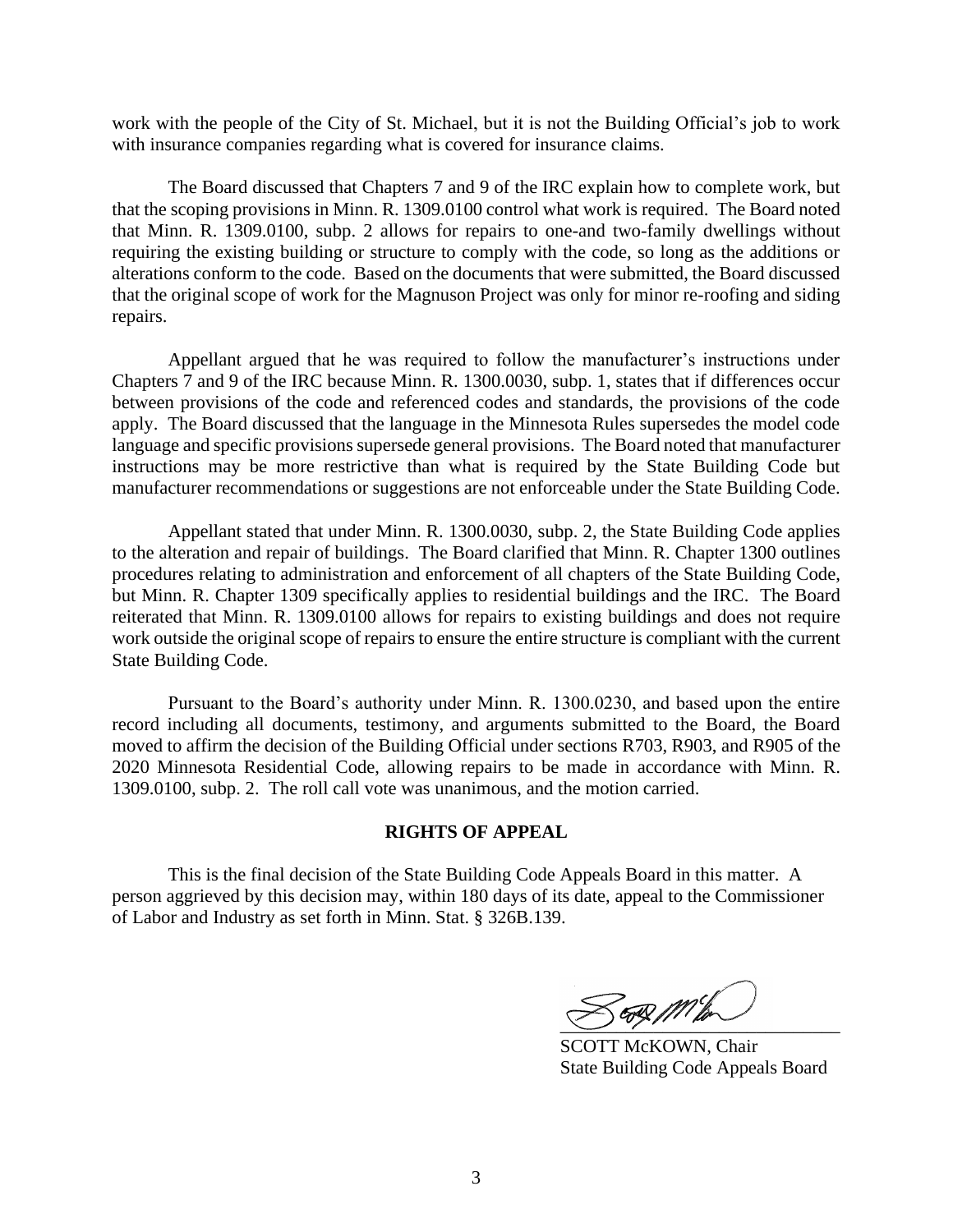work with the people of the City of St. Michael, but it is not the Building Official's job to work with insurance companies regarding what is covered for insurance claims.

The Board discussed that Chapters 7 and 9 of the IRC explain how to complete work, but that the scoping provisions in Minn. R. 1309.0100 control what work is required. The Board noted that Minn. R. 1309.0100, subp. 2 allows for repairs to one-and two-family dwellings without requiring the existing building or structure to comply with the code, so long as the additions or alterations conform to the code. Based on the documents that were submitted, the Board discussed that the original scope of work for the Magnuson Project was only for minor re-roofing and siding repairs.

Appellant argued that he was required to follow the manufacturer's instructions under Chapters 7 and 9 of the IRC because Minn. R. 1300.0030, subp. 1, states that if differences occur between provisions of the code and referenced codes and standards, the provisions of the code apply. The Board discussed that the language in the Minnesota Rules supersedes the model code language and specific provisions supersede general provisions. The Board noted that manufacturer instructions may be more restrictive than what is required by the State Building Code but manufacturer recommendations or suggestions are not enforceable under the State Building Code.

Appellant stated that under Minn. R. 1300.0030, subp. 2, the State Building Code applies to the alteration and repair of buildings. The Board clarified that Minn. R. Chapter 1300 outlines procedures relating to administration and enforcement of all chapters of the State Building Code, but Minn. R. Chapter 1309 specifically applies to residential buildings and the IRC. The Board reiterated that Minn. R. 1309.0100 allows for repairs to existing buildings and does not require work outside the original scope of repairs to ensure the entire structure is compliant with the current State Building Code.

Pursuant to the Board's authority under Minn. R. 1300.0230, and based upon the entire record including all documents, testimony, and arguments submitted to the Board, the Board moved to affirm the decision of the Building Official under sections R703, R903, and R905 of the 2020 Minnesota Residential Code, allowing repairs to be made in accordance with Minn. R. 1309.0100, subp. 2. The roll call vote was unanimous, and the motion carried.

## RIGHTS OF APPEAL

This is the final decision of the State Building Code Appeals Board in this matter. A person aggrieved by this decision may, within 180 days of its date, appeal to the Commissioner of Labor and Industry as set forth in Minn. Stat. § 326B.139.

SCOTT McKOWN, Chair
State Building Code Appeals Board